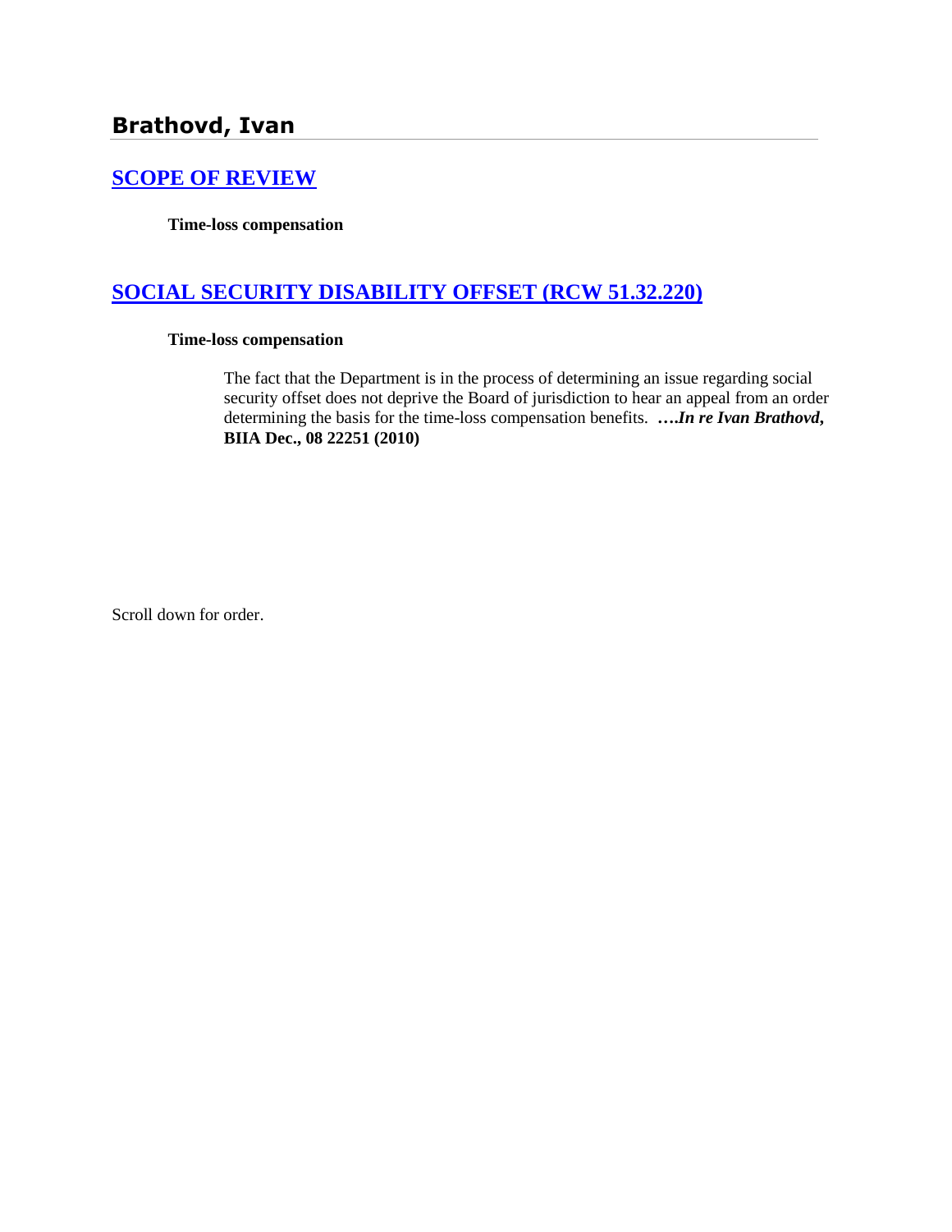## Brathovd, Ivan

### SCOPE OF REVIEW

**Time-loss compensation**

### SOCIAL SECURITY DISABILITY OFFSET (RCW 51.32.220)

**Time-loss compensation**

The fact that the Department is in the process of determining an issue regarding social security offset does not deprive the Board of jurisdiction to hear an appeal from an order determining the basis for the time-loss compensation benefits. **….*In re Ivan Brathovd*, BIIA Dec., 08 22251 (2010)**

Scroll down for order.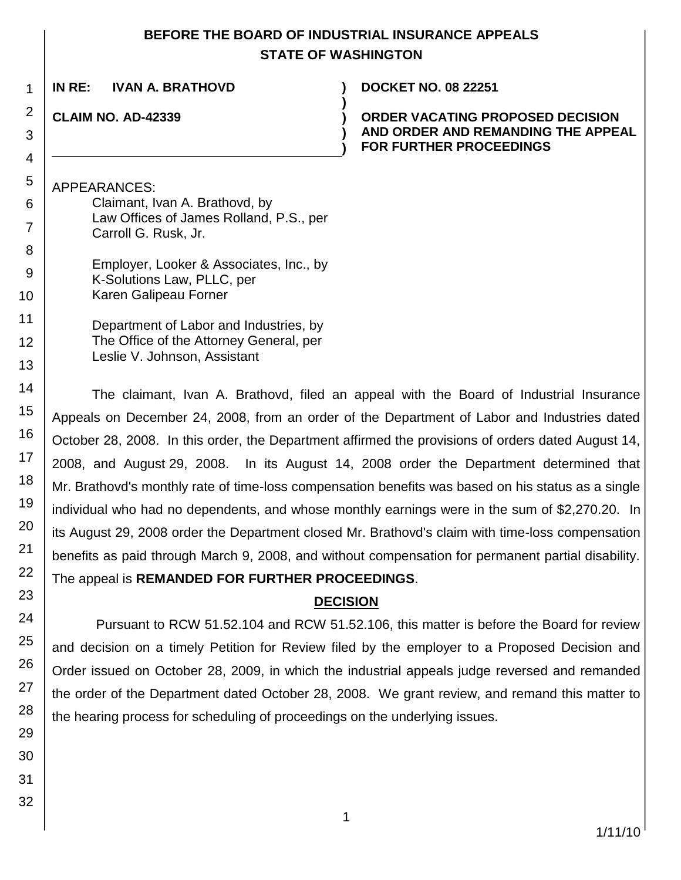**BEFORE THE BOARD OF INDUSTRIAL INSURANCE APPEALS**
**STATE OF WASHINGTON**

**IN RE: IVAN A. BRATHOVD** ) **DOCKET NO. 08 22251**

**CLAIM NO. AD-42339** ) **ORDER VACATING PROPOSED DECISION AND ORDER AND REMANDING THE APPEAL FOR FURTHER PROCEEDINGS**

APPEARANCES:

Claimant, Ivan A. Brathovd, by
Law Offices of James Rolland, P.S., per
Carroll G. Rusk, Jr.

Employer, Looker & Associates, Inc., by
K-Solutions Law, PLLC, per
Karen Galipeau Forner

Department of Labor and Industries, by
The Office of the Attorney General, per
Leslie V. Johnson, Assistant

The claimant, Ivan A. Brathovd, filed an appeal with the Board of Industrial Insurance Appeals on December 24, 2008, from an order of the Department of Labor and Industries dated October 28, 2008. In this order, the Department affirmed the provisions of orders dated August 14, 2008, and August 29, 2008. In its August 14, 2008 order the Department determined that Mr. Brathovd's monthly rate of time-loss compensation benefits was based on his status as a single individual who had no dependents, and whose monthly earnings were in the sum of $2,270.20. In its August 29, 2008 order the Department closed Mr. Brathovd's claim with time-loss compensation benefits as paid through March 9, 2008, and without compensation for permanent partial disability. The appeal is **REMANDED FOR FURTHER PROCEEDINGS**.

## DECISION

Pursuant to RCW 51.52.104 and RCW 51.52.106, this matter is before the Board for review and decision on a timely Petition for Review filed by the employer to a Proposed Decision and Order issued on October 28, 2009, in which the industrial appeals judge reversed and remanded the order of the Department dated October 28, 2008. We grant review, and remand this matter to the hearing process for scheduling of proceedings on the underlying issues.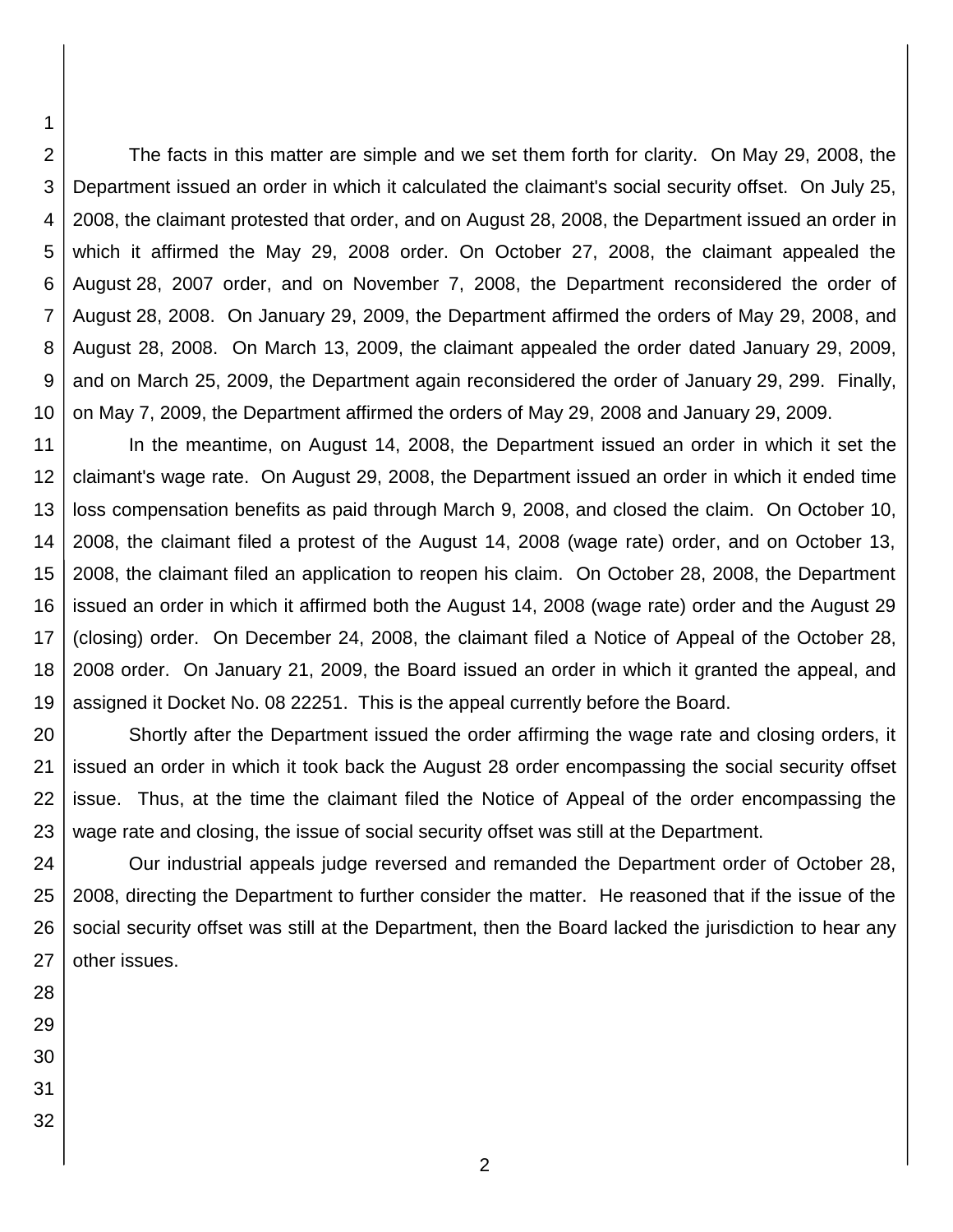The facts in this matter are simple and we set them forth for clarity. On May 29, 2008, the Department issued an order in which it calculated the claimant's social security offset. On July 25, 2008, the claimant protested that order, and on August 28, 2008, the Department issued an order in which it affirmed the May 29, 2008 order. On October 27, 2008, the claimant appealed the August 28, 2007 order, and on November 7, 2008, the Department reconsidered the order of August 28, 2008. On January 29, 2009, the Department affirmed the orders of May 29, 2008, and August 28, 2008. On March 13, 2009, the claimant appealed the order dated January 29, 2009, and on March 25, 2009, the Department again reconsidered the order of January 29, 299. Finally, on May 7, 2009, the Department affirmed the orders of May 29, 2008 and January 29, 2009.

In the meantime, on August 14, 2008, the Department issued an order in which it set the claimant's wage rate. On August 29, 2008, the Department issued an order in which it ended time loss compensation benefits as paid through March 9, 2008, and closed the claim. On October 10, 2008, the claimant filed a protest of the August 14, 2008 (wage rate) order, and on October 13, 2008, the claimant filed an application to reopen his claim. On October 28, 2008, the Department issued an order in which it affirmed both the August 14, 2008 (wage rate) order and the August 29 (closing) order. On December 24, 2008, the claimant filed a Notice of Appeal of the October 28, 2008 order. On January 21, 2009, the Board issued an order in which it granted the appeal, and assigned it Docket No. 08 22251. This is the appeal currently before the Board.

Shortly after the Department issued the order affirming the wage rate and closing orders, it issued an order in which it took back the August 28 order encompassing the social security offset issue. Thus, at the time the claimant filed the Notice of Appeal of the order encompassing the wage rate and closing, the issue of social security offset was still at the Department.

Our industrial appeals judge reversed and remanded the Department order of October 28, 2008, directing the Department to further consider the matter. He reasoned that if the issue of the social security offset was still at the Department, then the Board lacked the jurisdiction to hear any other issues.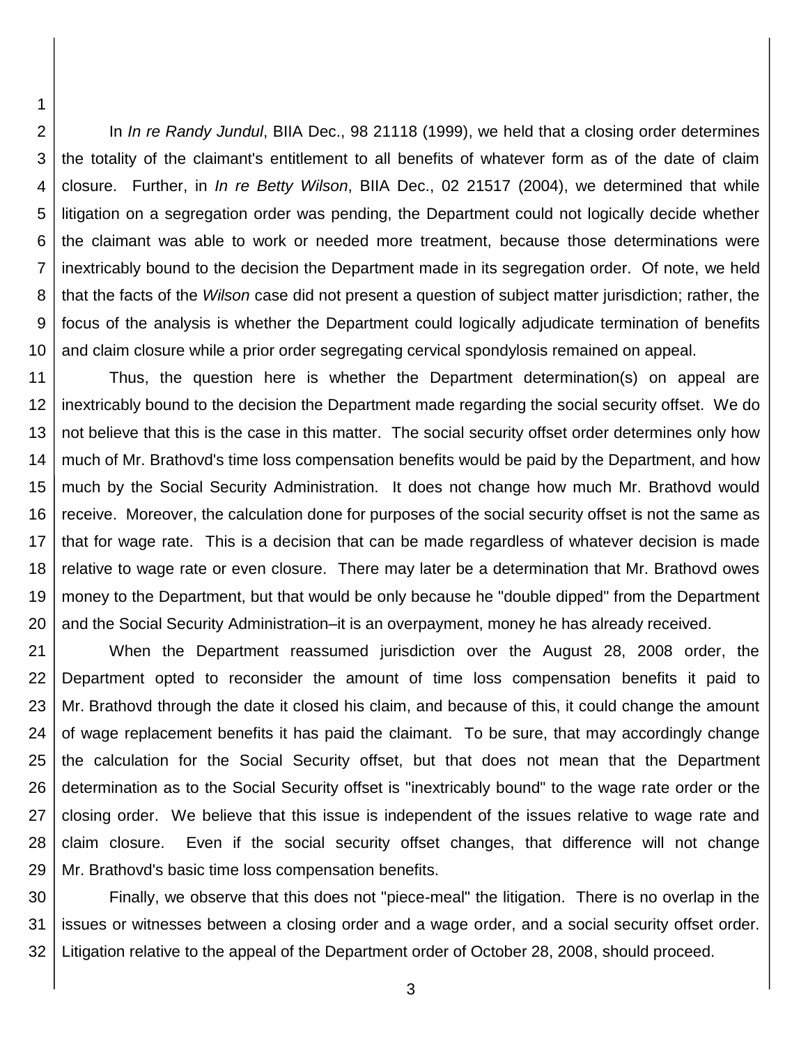In *In re Randy Jundul*, BIIA Dec., 98 21118 (1999), we held that a closing order determines the totality of the claimant's entitlement to all benefits of whatever form as of the date of claim closure. Further, in *In re Betty Wilson*, BIIA Dec., 02 21517 (2004), we determined that while litigation on a segregation order was pending, the Department could not logically decide whether the claimant was able to work or needed more treatment, because those determinations were inextricably bound to the decision the Department made in its segregation order. Of note, we held that the facts of the *Wilson* case did not present a question of subject matter jurisdiction; rather, the focus of the analysis is whether the Department could logically adjudicate termination of benefits and claim closure while a prior order segregating cervical spondylosis remained on appeal.

Thus, the question here is whether the Department determination(s) on appeal are inextricably bound to the decision the Department made regarding the social security offset. We do not believe that this is the case in this matter. The social security offset order determines only how much of Mr. Brathovd's time loss compensation benefits would be paid by the Department, and how much by the Social Security Administration. It does not change how much Mr. Brathovd would receive. Moreover, the calculation done for purposes of the social security offset is not the same as that for wage rate. This is a decision that can be made regardless of whatever decision is made relative to wage rate or even closure. There may later be a determination that Mr. Brathovd owes money to the Department, but that would be only because he "double dipped" from the Department and the Social Security Administration–it is an overpayment, money he has already received.

When the Department reassumed jurisdiction over the August 28, 2008 order, the Department opted to reconsider the amount of time loss compensation benefits it paid to Mr. Brathovd through the date it closed his claim, and because of this, it could change the amount of wage replacement benefits it has paid the claimant. To be sure, that may accordingly change the calculation for the Social Security offset, but that does not mean that the Department determination as to the Social Security offset is "inextricably bound" to the wage rate order or the closing order. We believe that this issue is independent of the issues relative to wage rate and claim closure. Even if the social security offset changes, that difference will not change Mr. Brathovd's basic time loss compensation benefits.

Finally, we observe that this does not "piece-meal" the litigation. There is no overlap in the issues or witnesses between a closing order and a wage order, and a social security offset order. Litigation relative to the appeal of the Department order of October 28, 2008, should proceed.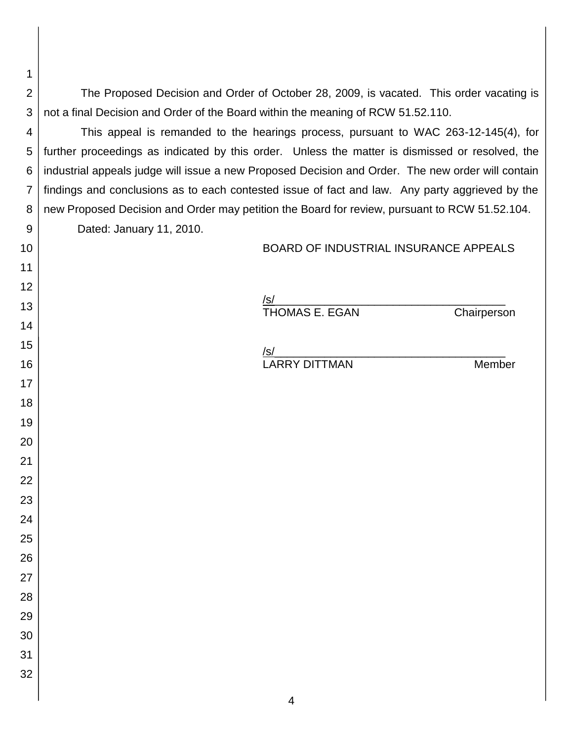The Proposed Decision and Order of October 28, 2009, is vacated. This order vacating is not a final Decision and Order of the Board within the meaning of RCW 51.52.110.

This appeal is remanded to the hearings process, pursuant to WAC 263-12-145(4), for further proceedings as indicated by this order. Unless the matter is dismissed or resolved, the industrial appeals judge will issue a new Proposed Decision and Order. The new order will contain findings and conclusions as to each contested issue of fact and law. Any party aggrieved by the new Proposed Decision and Order may petition the Board for review, pursuant to RCW 51.52.104.

Dated: January 11, 2010.

BOARD OF INDUSTRIAL INSURANCE APPEALS

/s/
THOMAS E. EGAN Chairperson

/s/
LARRY DITTMAN Member